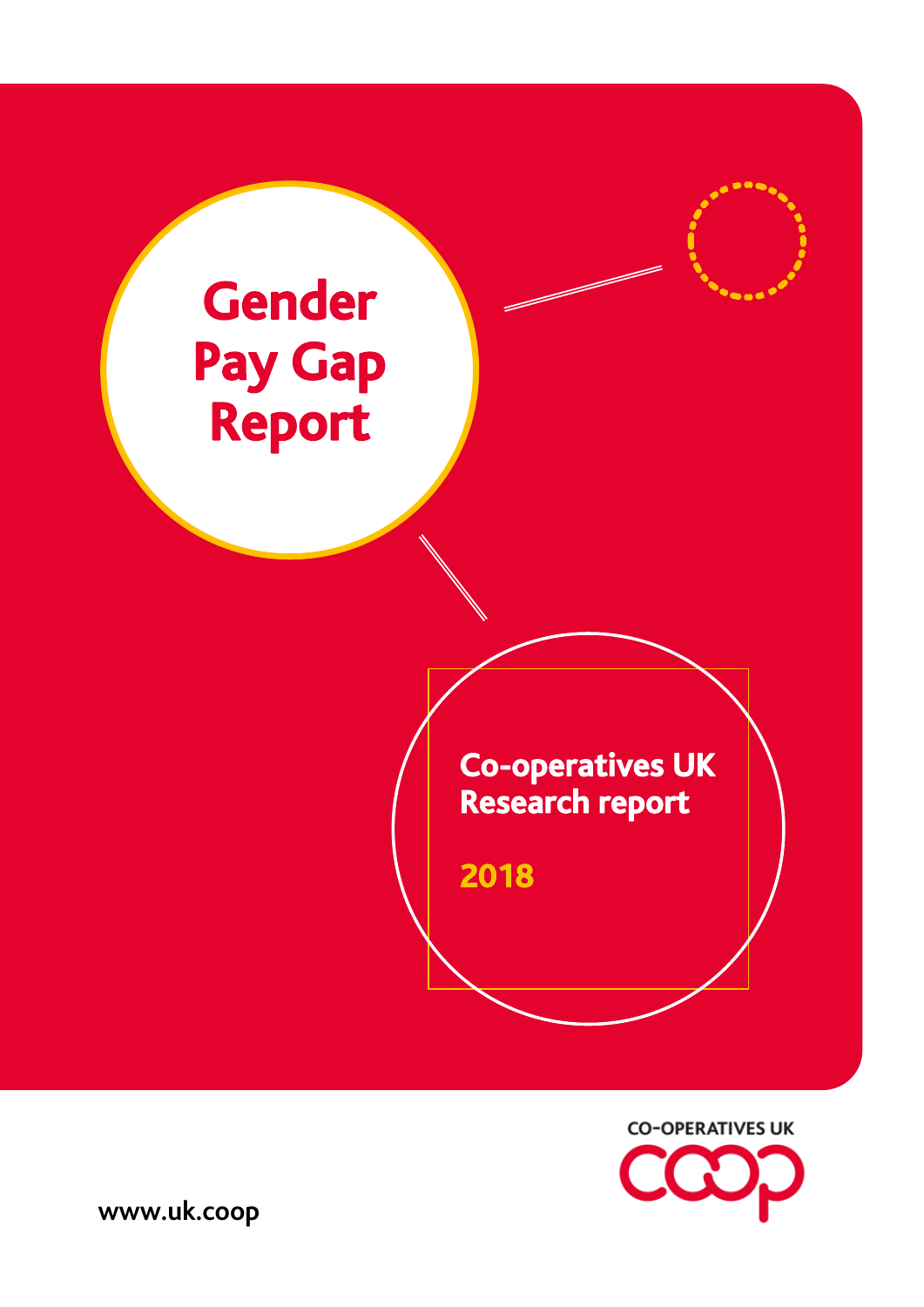# Gender Pay Gap Report

**Co-operatives UK Research report**

**2018**

CO-OPERATIVES UK

www.uk.coop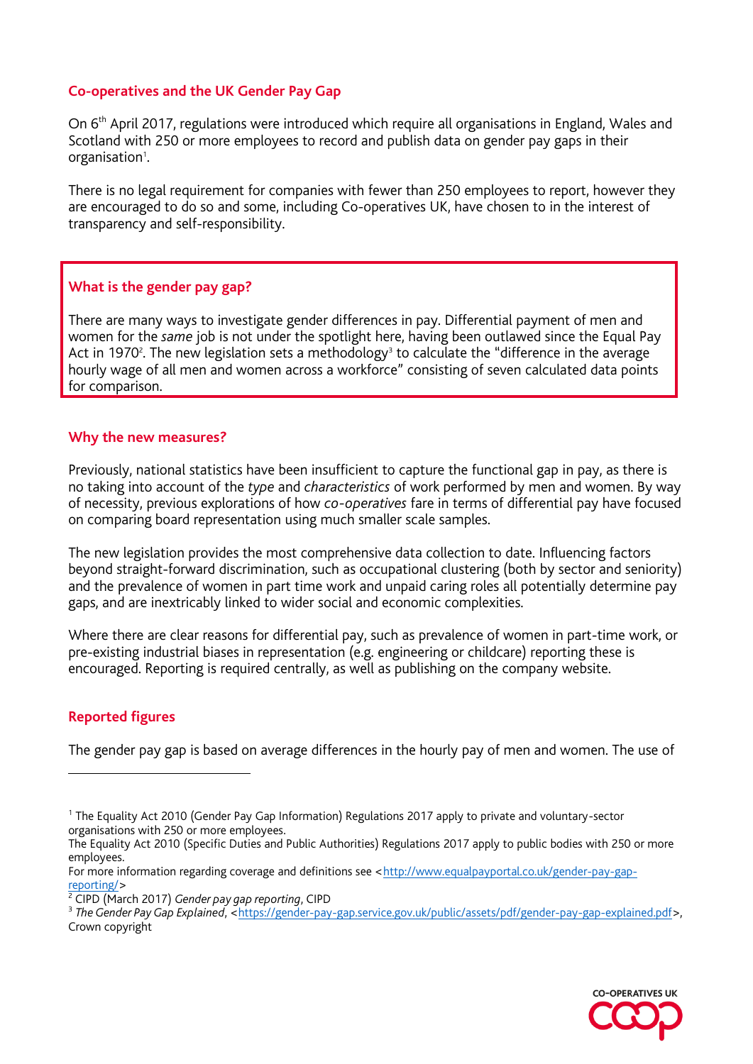## Co-operatives and the UK Gender Pay Gap

On 6th April 2017, regulations were introduced which require all organisations in England, Wales and Scotland with 250 or more employees to record and publish data on gender pay gaps in their organisation[1].

There is no legal requirement for companies with fewer than 250 employees to report, however they are encouraged to do so and some, including Co-operatives UK, have chosen to in the interest of transparency and self-responsibility.

### What is the gender pay gap?

There are many ways to investigate gender differences in pay. Differential payment of men and women for the *same* job is not under the spotlight here, having been outlawed since the Equal Pay Act in 1970[2]. The new legislation sets a methodology[3] to calculate the "difference in the average hourly wage of all men and women across a workforce" consisting of seven calculated data points for comparison.

### Why the new measures?

Previously, national statistics have been insufficient to capture the functional gap in pay, as there is no taking into account of the *type* and *characteristics* of work performed by men and women. By way of necessity, previous explorations of how *co-operatives* fare in terms of differential pay have focused on comparing board representation using much smaller scale samples.

The new legislation provides the most comprehensive data collection to date. Influencing factors beyond straight-forward discrimination, such as occupational clustering (both by sector and seniority) and the prevalence of women in part time work and unpaid caring roles all potentially determine pay gaps, and are inextricably linked to wider social and economic complexities.

Where there are clear reasons for differential pay, such as prevalence of women in part-time work, or pre-existing industrial biases in representation (e.g. engineering or childcare) reporting these is encouraged. Reporting is required centrally, as well as publishing on the company website.

### Reported figures

The gender pay gap is based on average differences in the hourly pay of men and women. The use of

---

[1] The Equality Act 2010 (Gender Pay Gap Information) Regulations 2017 apply to private and voluntary-sector organisations with 250 or more employees.
The Equality Act 2010 (Specific Duties and Public Authorities) Regulations 2017 apply to public bodies with 250 or more employees.
For more information regarding coverage and definitions see <http://www.equalpayportal.co.uk/gender-pay-gap-reporting/>

[2] CIPD (March 2017) *Gender pay gap reporting*, CIPD

[3] *The Gender Pay Gap Explained*, <https://gender-pay-gap.service.gov.uk/public/assets/pdf/gender-pay-gap-explained.pdf>, Crown copyright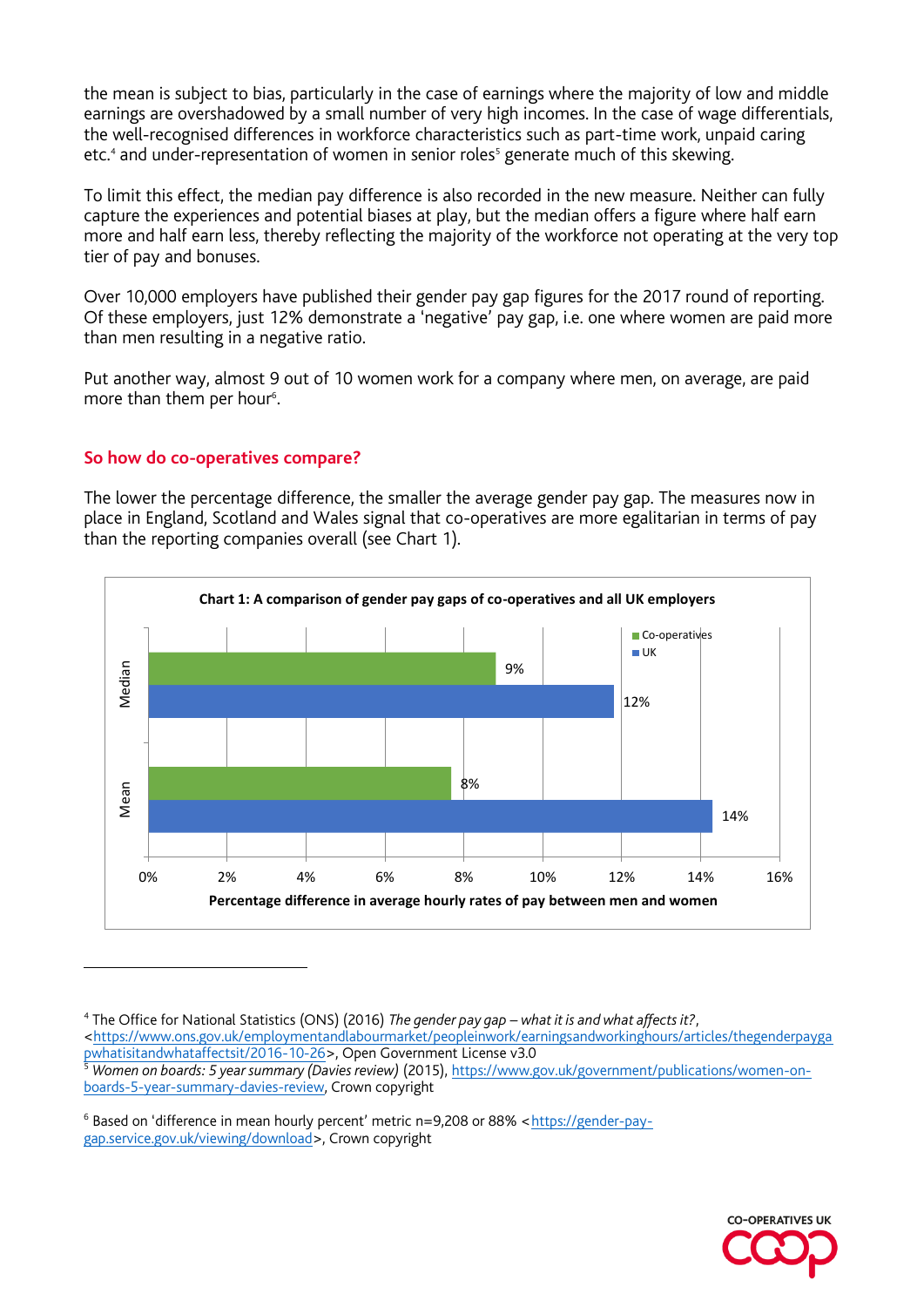the mean is subject to bias, particularly in the case of earnings where the majority of low and middle earnings are overshadowed by a small number of very high incomes. In the case of wage differentials, the well-recognised differences in workforce characteristics such as part-time work, unpaid caring etc.[4] and under-representation of women in senior roles[5] generate much of this skewing.

To limit this effect, the median pay difference is also recorded in the new measure. Neither can fully capture the experiences and potential biases at play, but the median offers a figure where half earn more and half earn less, thereby reflecting the majority of the workforce not operating at the very top tier of pay and bonuses.

Over 10,000 employers have published their gender pay gap figures for the 2017 round of reporting. Of these employers, just 12% demonstrate a 'negative' pay gap, i.e. one where women are paid more than men resulting in a negative ratio.

Put another way, almost 9 out of 10 women work for a company where men, on average, are paid more than them per hour[6].

## So how do co-operatives compare?

The lower the percentage difference, the smaller the average gender pay gap. The measures now in place in England, Scotland and Wales signal that co-operatives are more egalitarian in terms of pay than the reporting companies overall (see Chart 1).

**Chart 1: A comparison of gender pay gaps of co-operatives and all UK employers**

| | Co-operatives | UK |
|---|---|---|
| Median | 9% | 12% |
| Mean | 8% | 14% |

Percentage difference in average hourly rates of pay between men and women

[4] The Office for National Statistics (ONS) (2016) *The gender pay gap – what it is and what affects it?*, <https://www.ons.gov.uk/employmentandlabourmarket/peopleinwork/earningsandworkinghours/articles/thegenderpaygapwhatisitandwhataffectsit/2016-10-26>, Open Government License v3.0

[5] *Women on boards: 5 year summary (Davies review)* (2015), https://www.gov.uk/government/publications/women-on-boards-5-year-summary-davies-review, Crown copyright

[6] Based on 'difference in mean hourly percent' metric n=9,208 or 88% <https://gender-pay-gap.service.gov.uk/viewing/download>, Crown copyright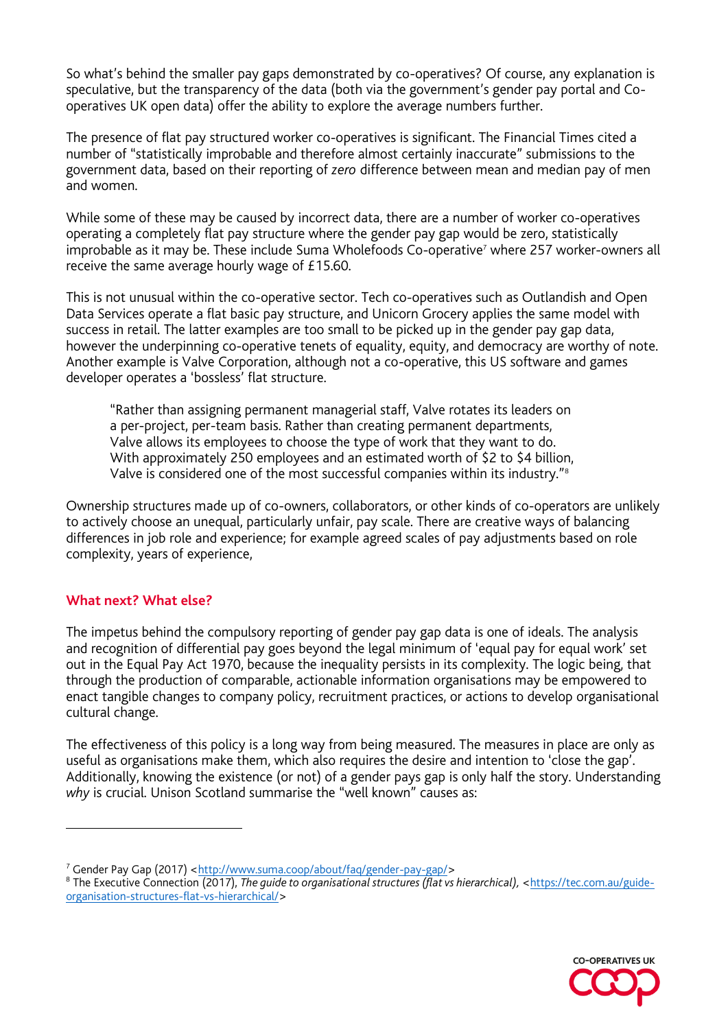So what's behind the smaller pay gaps demonstrated by co-operatives? Of course, any explanation is speculative, but the transparency of the data (both via the government's gender pay portal and Co-operatives UK open data) offer the ability to explore the average numbers further.

The presence of flat pay structured worker co-operatives is significant. The Financial Times cited a number of "statistically improbable and therefore almost certainly inaccurate" submissions to the government data, based on their reporting of *zero* difference between mean and median pay of men and women.

While some of these may be caused by incorrect data, there are a number of worker co-operatives operating a completely flat pay structure where the gender pay gap would be zero, statistically improbable as it may be. These include Suma Wholefoods Co-operative[7] where 257 worker-owners all receive the same average hourly wage of £15.60.

This is not unusual within the co-operative sector. Tech co-operatives such as Outlandish and Open Data Services operate a flat basic pay structure, and Unicorn Grocery applies the same model with success in retail. The latter examples are too small to be picked up in the gender pay gap data, however the underpinning co-operative tenets of equality, equity, and democracy are worthy of note. Another example is Valve Corporation, although not a co-operative, this US software and games developer operates a 'bossless' flat structure.

> "Rather than assigning permanent managerial staff, Valve rotates its leaders on a per-project, per-team basis. Rather than creating permanent departments, Valve allows its employees to choose the type of work that they want to do. With approximately 250 employees and an estimated worth of $2 to $4 billion, Valve is considered one of the most successful companies within its industry."[8]

Ownership structures made up of co-owners, collaborators, or other kinds of co-operators are unlikely to actively choose an unequal, particularly unfair, pay scale. There are creative ways of balancing differences in job role and experience; for example agreed scales of pay adjustments based on role complexity, years of experience,

## What next? What else?

The impetus behind the compulsory reporting of gender pay gap data is one of ideals. The analysis and recognition of differential pay goes beyond the legal minimum of 'equal pay for equal work' set out in the Equal Pay Act 1970, because the inequality persists in its complexity. The logic being, that through the production of comparable, actionable information organisations may be empowered to enact tangible changes to company policy, recruitment practices, or actions to develop organisational cultural change.

The effectiveness of this policy is a long way from being measured. The measures in place are only as useful as organisations make them, which also requires the desire and intention to 'close the gap'. Additionally, knowing the existence (or not) of a gender pays gap is only half the story. Understanding *why* is crucial. Unison Scotland summarise the "well known" causes as:

---

[7] Gender Pay Gap (2017) <http://www.suma.coop/about/faq/gender-pay-gap/>

[8] The Executive Connection (2017), *The guide to organisational structures (flat vs hierarchical)*, <https://tec.com.au/guide-organisation-structures-flat-vs-hierarchical/>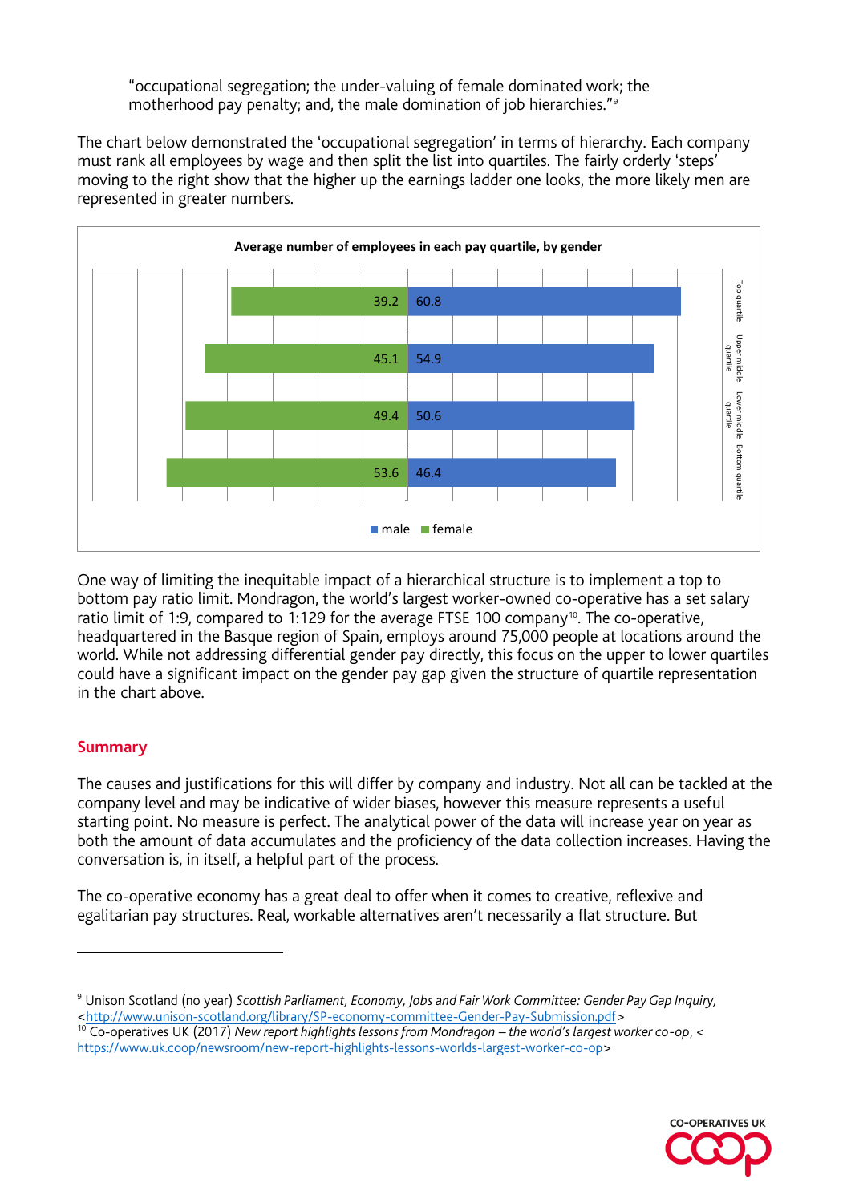"occupational segregation; the under-valuing of female dominated work; the motherhood pay penalty; and, the male domination of job hierarchies."[9]

The chart below demonstrated the 'occupational segregation' in terms of hierarchy. Each company must rank all employees by wage and then split the list into quartiles. The fairly orderly 'steps' moving to the right show that the higher up the earnings ladder one looks, the more likely men are represented in greater numbers.

**Average number of employees in each pay quartile, by gender**

| Quartile | female | male |
|---|---|---|
| Top quartile | 39.2 | 60.8 |
| Upper middle quartile | 45.1 | 54.9 |
| Lower middle quartile | 49.4 | 50.6 |
| Bottom quartile | 53.6 | 46.4 |

One way of limiting the inequitable impact of a hierarchical structure is to implement a top to bottom pay ratio limit. Mondragon, the world's largest worker-owned co-operative has a set salary ratio limit of 1:9, compared to 1:129 for the average FTSE 100 company[10]. The co-operative, headquartered in the Basque region of Spain, employs around 75,000 people at locations around the world. While not addressing differential gender pay directly, this focus on the upper to lower quartiles could have a significant impact on the gender pay gap given the structure of quartile representation in the chart above.

## Summary

The causes and justifications for this will differ by company and industry. Not all can be tackled at the company level and may be indicative of wider biases, however this measure represents a useful starting point. No measure is perfect. The analytical power of the data will increase year on year as both the amount of data accumulates and the proficiency of the data collection increases. Having the conversation is, in itself, a helpful part of the process.

The co-operative economy has a great deal to offer when it comes to creative, reflexive and egalitarian pay structures. Real, workable alternatives aren't necessarily a flat structure. But

---

[9] Unison Scotland (no year) *Scottish Parliament, Economy, Jobs and Fair Work Committee: Gender Pay Gap Inquiry*, <http://www.unison-scotland.org/library/SP-economy-committee-Gender-Pay-Submission.pdf>

[10] Co-operatives UK (2017) *New report highlights lessons from Mondragon – the world's largest worker co-op*, <https://www.uk.coop/newsroom/new-report-highlights-lessons-worlds-largest-worker-co-op>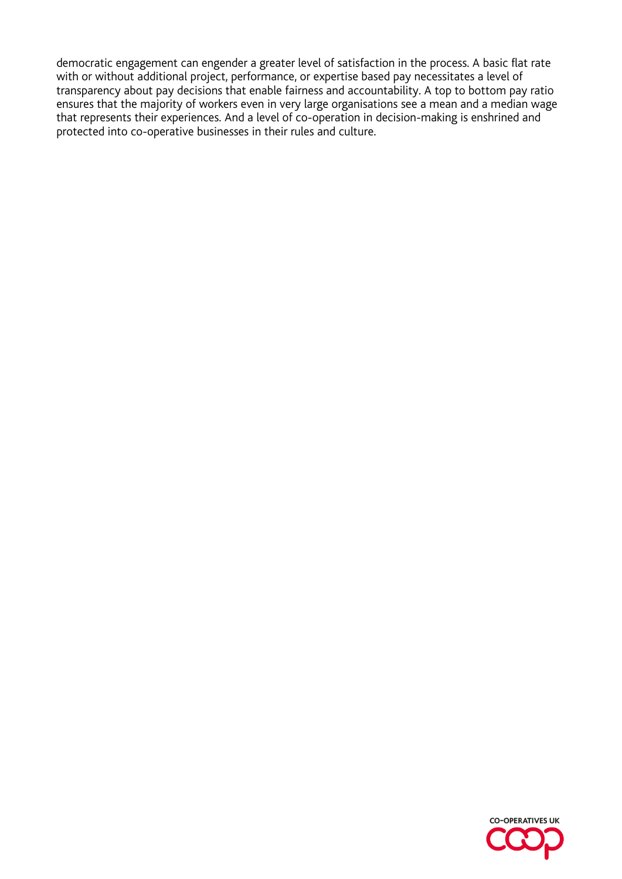democratic engagement can engender a greater level of satisfaction in the process. A basic flat rate with or without additional project, performance, or expertise based pay necessitates a level of transparency about pay decisions that enable fairness and accountability. A top to bottom pay ratio ensures that the majority of workers even in very large organisations see a mean and a median wage that represents their experiences. And a level of co-operation in decision-making is enshrined and protected into co-operative businesses in their rules and culture.